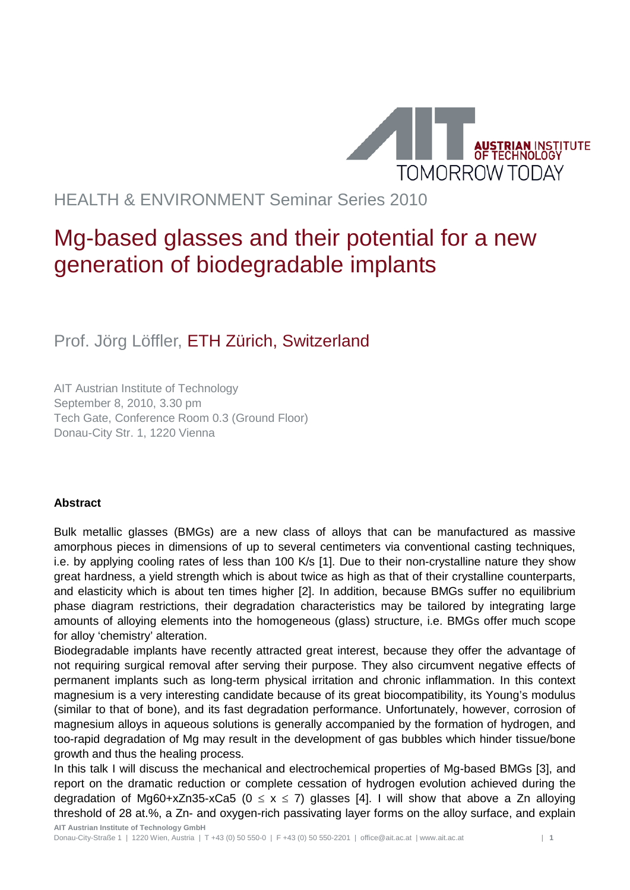HEALTH & ENVIRONMENT Seminar Series 2010

# Mg-based glasses and their potential for a new generation of biodegradable implants

## Prof. Jörg Löffler, ETH Zürich, Switzerland

AIT Austrian Institute of Technology
September 8, 2010, 3.30 pm
Tech Gate, Conference Room 0.3 (Ground Floor)
Donau-City Str. 1, 1220 Vienna

**Abstract**

Bulk metallic glasses (BMGs) are a new class of alloys that can be manufactured as massive amorphous pieces in dimensions of up to several centimeters via conventional casting techniques, i.e. by applying cooling rates of less than 100 K/s [1]. Due to their non-crystalline nature they show great hardness, a yield strength which is about twice as high as that of their crystalline counterparts, and elasticity which is about ten times higher [2]. In addition, because BMGs suffer no equilibrium phase diagram restrictions, their degradation characteristics may be tailored by integrating large amounts of alloying elements into the homogeneous (glass) structure, i.e. BMGs offer much scope for alloy 'chemistry' alteration.

Biodegradable implants have recently attracted great interest, because they offer the advantage of not requiring surgical removal after serving their purpose. They also circumvent negative effects of permanent implants such as long-term physical irritation and chronic inflammation. In this context magnesium is a very interesting candidate because of its great biocompatibility, its Young's modulus (similar to that of bone), and its fast degradation performance. Unfortunately, however, corrosion of magnesium alloys in aqueous solutions is generally accompanied by the formation of hydrogen, and too-rapid degradation of Mg may result in the development of gas bubbles which hinder tissue/bone growth and thus the healing process.

In this talk I will discuss the mechanical and electrochemical properties of Mg-based BMGs [3], and report on the dramatic reduction or complete cessation of hydrogen evolution achieved during the degradation of $Mg_{60+x}Zn_{35-x}Ca_5$ ($0 \leq x \leq 7$) glasses [4]. I will show that above a Zn alloying threshold of 28 at.%, a Zn- and oxygen-rich passivating layer forms on the alloy surface, and explain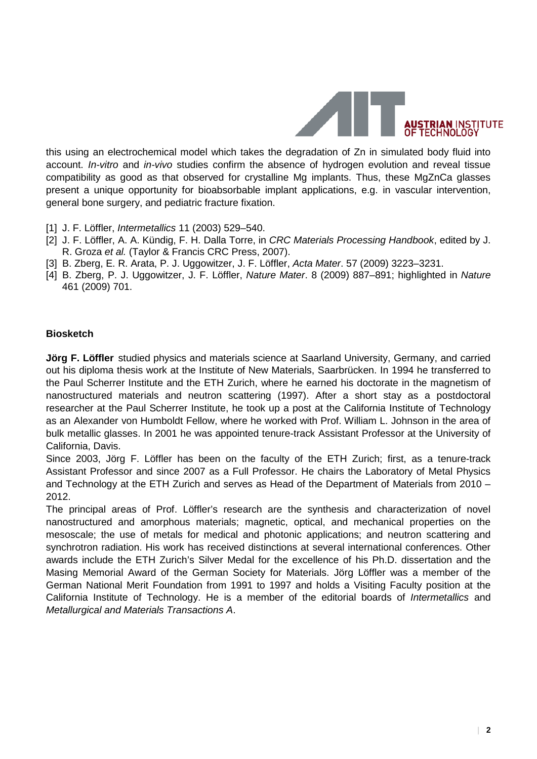this using an electrochemical model which takes the degradation of Zn in simulated body fluid into account. *In-vitro* and *in-vivo* studies confirm the absence of hydrogen evolution and reveal tissue compatibility as good as that observed for crystalline Mg implants. Thus, these MgZnCa glasses present a unique opportunity for bioabsorbable implant applications, e.g. in vascular intervention, general bone surgery, and pediatric fracture fixation.

[1] J. F. Löffler, *Intermetallics* 11 (2003) 529–540.
[2] J. F. Löffler, A. A. Kündig, F. H. Dalla Torre, in *CRC Materials Processing Handbook*, edited by J. R. Groza *et al.* (Taylor & Francis CRC Press, 2007).
[3] B. Zberg, E. R. Arata, P. J. Uggowitzer, J. F. Löffler, *Acta Mater*. 57 (2009) 3223–3231.
[4] B. Zberg, P. J. Uggowitzer, J. F. Löffler, *Nature Mater*. 8 (2009) 887–891; highlighted in *Nature* 461 (2009) 701.

## Biosketch

**Jörg F. Löffler** studied physics and materials science at Saarland University, Germany, and carried out his diploma thesis work at the Institute of New Materials, Saarbrücken. In 1994 he transferred to the Paul Scherrer Institute and the ETH Zurich, where he earned his doctorate in the magnetism of nanostructured materials and neutron scattering (1997). After a short stay as a postdoctoral researcher at the Paul Scherrer Institute, he took up a post at the California Institute of Technology as an Alexander von Humboldt Fellow, where he worked with Prof. William L. Johnson in the area of bulk metallic glasses. In 2001 he was appointed tenure-track Assistant Professor at the University of California, Davis.

Since 2003, Jörg F. Löffler has been on the faculty of the ETH Zurich; first, as a tenure-track Assistant Professor and since 2007 as a Full Professor. He chairs the Laboratory of Metal Physics and Technology at the ETH Zurich and serves as Head of the Department of Materials from 2010 – 2012.

The principal areas of Prof. Löffler's research are the synthesis and characterization of novel nanostructured and amorphous materials; magnetic, optical, and mechanical properties on the mesoscale; the use of metals for medical and photonic applications; and neutron scattering and synchrotron radiation. His work has received distinctions at several international conferences. Other awards include the ETH Zurich's Silver Medal for the excellence of his Ph.D. dissertation and the Masing Memorial Award of the German Society for Materials. Jörg Löffler was a member of the German National Merit Foundation from 1991 to 1997 and holds a Visiting Faculty position at the California Institute of Technology. He is a member of the editorial boards of *Intermetallics* and *Metallurgical and Materials Transactions A*.